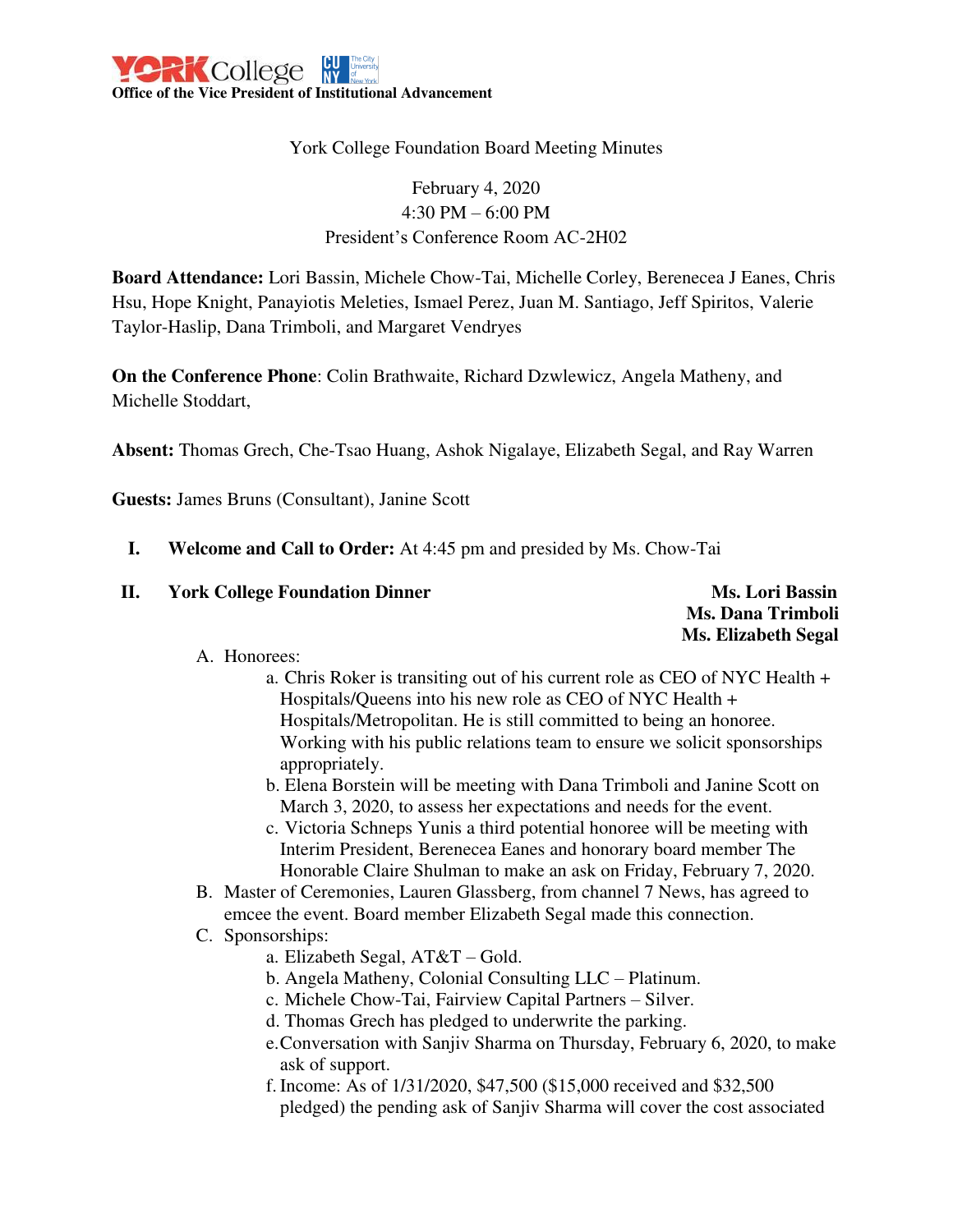**York College** | **Office of the Vice President of Institutional Advancement**

York College Foundation Board Meeting Minutes

February 4, 2020
4:30 PM – 6:00 PM
President's Conference Room AC-2H02

**Board Attendance:** Lori Bassin, Michele Chow-Tai, Michelle Corley, Berenecea J Eanes, Chris Hsu, Hope Knight, Panayiotis Meleties, Ismael Perez, Juan M. Santiago, Jeff Spiritos, Valerie Taylor-Haslip, Dana Trimboli, and Margaret Vendryes

**On the Conference Phone**: Colin Brathwaite, Richard Dzwlewicz, Angela Matheny, and Michelle Stoddart,

**Absent:** Thomas Grech, Che-Tsao Huang, Ashok Nigalaye, Elizabeth Segal, and Ray Warren

**Guests:** James Bruns (Consultant), Janine Scott

I. **Welcome and Call to Order:** At 4:45 pm and presided by Ms. Chow-Tai

II. **York College Foundation Dinner** — **Ms. Lori Bassin**, **Ms. Dana Trimboli**, **Ms. Elizabeth Segal**

   A. Honorees:
      a. Chris Roker is transiting out of his current role as CEO of NYC Health + Hospitals/Queens into his new role as CEO of NYC Health + Hospitals/Metropolitan. He is still committed to being an honoree. Working with his public relations team to ensure we solicit sponsorships appropriately.
      b. Elena Borstein will be meeting with Dana Trimboli and Janine Scott on March 3, 2020, to assess her expectations and needs for the event.
      c. Victoria Schneps Yunis a third potential honoree will be meeting with Interim President, Berenecea Eanes and honorary board member The Honorable Claire Shulman to make an ask on Friday, February 7, 2020.

   B. Master of Ceremonies, Lauren Glassberg, from channel 7 News, has agreed to emcee the event. Board member Elizabeth Segal made this connection.

   C. Sponsorships:
      a. Elizabeth Segal, AT&T – Gold.
      b. Angela Matheny, Colonial Consulting LLC – Platinum.
      c. Michele Chow-Tai, Fairview Capital Partners – Silver.
      d. Thomas Grech has pledged to underwrite the parking.
      e. Conversation with Sanjiv Sharma on Thursday, February 6, 2020, to make ask of support.
      f. Income: As of 1/31/2020, $47,500 ($15,000 received and $32,500 pledged) the pending ask of Sanjiv Sharma will cover the cost associated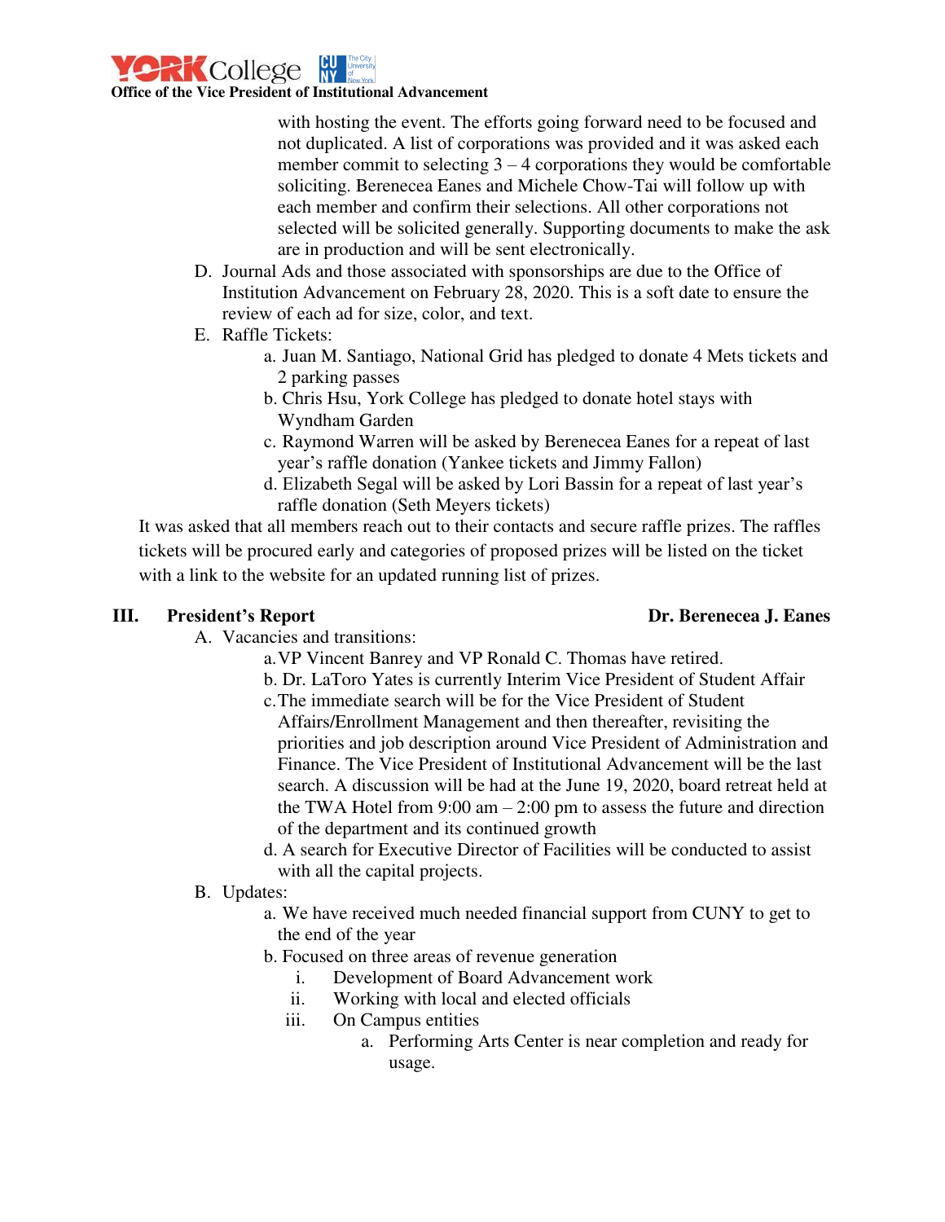with hosting the event. The efforts going forward need to be focused and not duplicated. A list of corporations was provided and it was asked each member commit to selecting 3 – 4 corporations they would be comfortable soliciting. Berenecea Eanes and Michele Chow-Tai will follow up with each member and confirm their selections. All other corporations not selected will be solicited generally. Supporting documents to make the ask are in production and will be sent electronically.

D. Journal Ads and those associated with sponsorships are due to the Office of Institution Advancement on February 28, 2020. This is a soft date to ensure the review of each ad for size, color, and text.

E. Raffle Tickets:
   a. Juan M. Santiago, National Grid has pledged to donate 4 Mets tickets and 2 parking passes
   b. Chris Hsu, York College has pledged to donate hotel stays with Wyndham Garden
   c. Raymond Warren will be asked by Berenecea Eanes for a repeat of last year's raffle donation (Yankee tickets and Jimmy Fallon)
   d. Elizabeth Segal will be asked by Lori Bassin for a repeat of last year's raffle donation (Seth Meyers tickets)

It was asked that all members reach out to their contacts and secure raffle prizes. The raffles tickets will be procured early and categories of proposed prizes will be listed on the ticket with a link to the website for an updated running list of prizes.

## III. President's Report — Dr. Berenecea J. Eanes

A. Vacancies and transitions:
   a. VP Vincent Banrey and VP Ronald C. Thomas have retired.
   b. Dr. LaToro Yates is currently Interim Vice President of Student Affair
   c. The immediate search will be for the Vice President of Student Affairs/Enrollment Management and then thereafter, revisiting the priorities and job description around Vice President of Administration and Finance. The Vice President of Institutional Advancement will be the last search. A discussion will be had at the June 19, 2020, board retreat held at the TWA Hotel from 9:00 am – 2:00 pm to assess the future and direction of the department and its continued growth
   d. A search for Executive Director of Facilities will be conducted to assist with all the capital projects.

B. Updates:
   a. We have received much needed financial support from CUNY to get to the end of the year
   b. Focused on three areas of revenue generation
      i. Development of Board Advancement work
      ii. Working with local and elected officials
      iii. On Campus entities
         a. Performing Arts Center is near completion and ready for usage.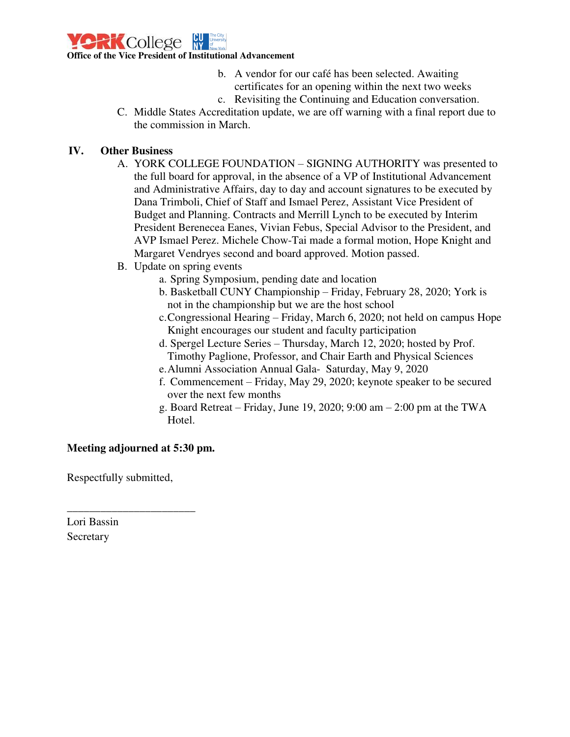b. A vendor for our café has been selected. Awaiting certificates for an opening within the next two weeks
c. Revisiting the Continuing and Education conversation.

C. Middle States Accreditation update, we are off warning with a final report due to the commission in March.

## IV. Other Business

A. YORK COLLEGE FOUNDATION – SIGNING AUTHORITY was presented to the full board for approval, in the absence of a VP of Institutional Advancement and Administrative Affairs, day to day and account signatures to be executed by Dana Trimboli, Chief of Staff and Ismael Perez, Assistant Vice President of Budget and Planning. Contracts and Merrill Lynch to be executed by Interim President Berenecea Eanes, Vivian Febus, Special Advisor to the President, and AVP Ismael Perez. Michele Chow-Tai made a formal motion, Hope Knight and Margaret Vendryes second and board approved. Motion passed.

B. Update on spring events

a. Spring Symposium, pending date and location
b. Basketball CUNY Championship – Friday, February 28, 2020; York is not in the championship but we are the host school
c. Congressional Hearing – Friday, March 6, 2020; not held on campus Hope Knight encourages our student and faculty participation
d. Spergel Lecture Series – Thursday, March 12, 2020; hosted by Prof. Timothy Paglione, Professor, and Chair Earth and Physical Sciences
e. Alumni Association Annual Gala- Saturday, May 9, 2020
f. Commencement – Friday, May 29, 2020; keynote speaker to be secured over the next few months
g. Board Retreat – Friday, June 19, 2020; 9:00 am – 2:00 pm at the TWA Hotel.

**Meeting adjourned at 5:30 pm.**

Respectfully submitted,

________________________

Lori Bassin
Secretary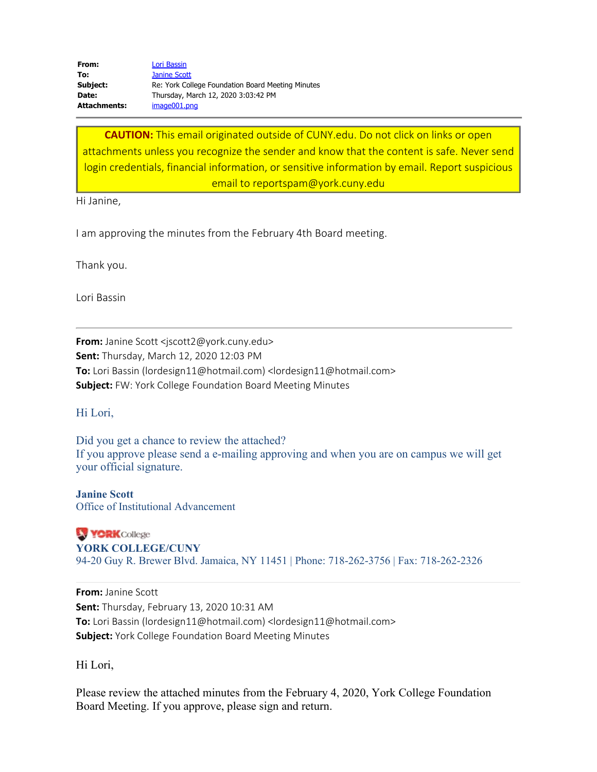| | |
|---|---|
| **From:** | Lori Bassin |
| **To:** | Janine Scott |
| **Subject:** | Re: York College Foundation Board Meeting Minutes |
| **Date:** | Thursday, March 12, 2020 3:03:42 PM |
| **Attachments:** | image001.png |

**CAUTION:** This email originated outside of CUNY.edu. Do not click on links or open attachments unless you recognize the sender and know that the content is safe. Never send login credentials, financial information, or sensitive information by email. Report suspicious email to reportspam@york.cuny.edu

Hi Janine,

I am approving the minutes from the February 4th Board meeting.

Thank you.

Lori Bassin

---

**From:** Janine Scott <jscott2@york.cuny.edu>
**Sent:** Thursday, March 12, 2020 12:03 PM
**To:** Lori Bassin (lordesign11@hotmail.com) <lordesign11@hotmail.com>
**Subject:** FW: York College Foundation Board Meeting Minutes

Hi Lori,

Did you get a chance to review the attached?
If you approve please send a e-mailing approving and when you are on campus we will get your official signature.

**Janine Scott**
Office of Institutional Advancement

YORK College
**YORK COLLEGE/CUNY**
94-20 Guy R. Brewer Blvd. Jamaica, NY 11451 | Phone: 718-262-3756 | Fax: 718-262-2326

---

**From:** Janine Scott
**Sent:** Thursday, February 13, 2020 10:31 AM
**To:** Lori Bassin (lordesign11@hotmail.com) <lordesign11@hotmail.com>
**Subject:** York College Foundation Board Meeting Minutes

Hi Lori,

Please review the attached minutes from the February 4, 2020, York College Foundation Board Meeting. If you approve, please sign and return.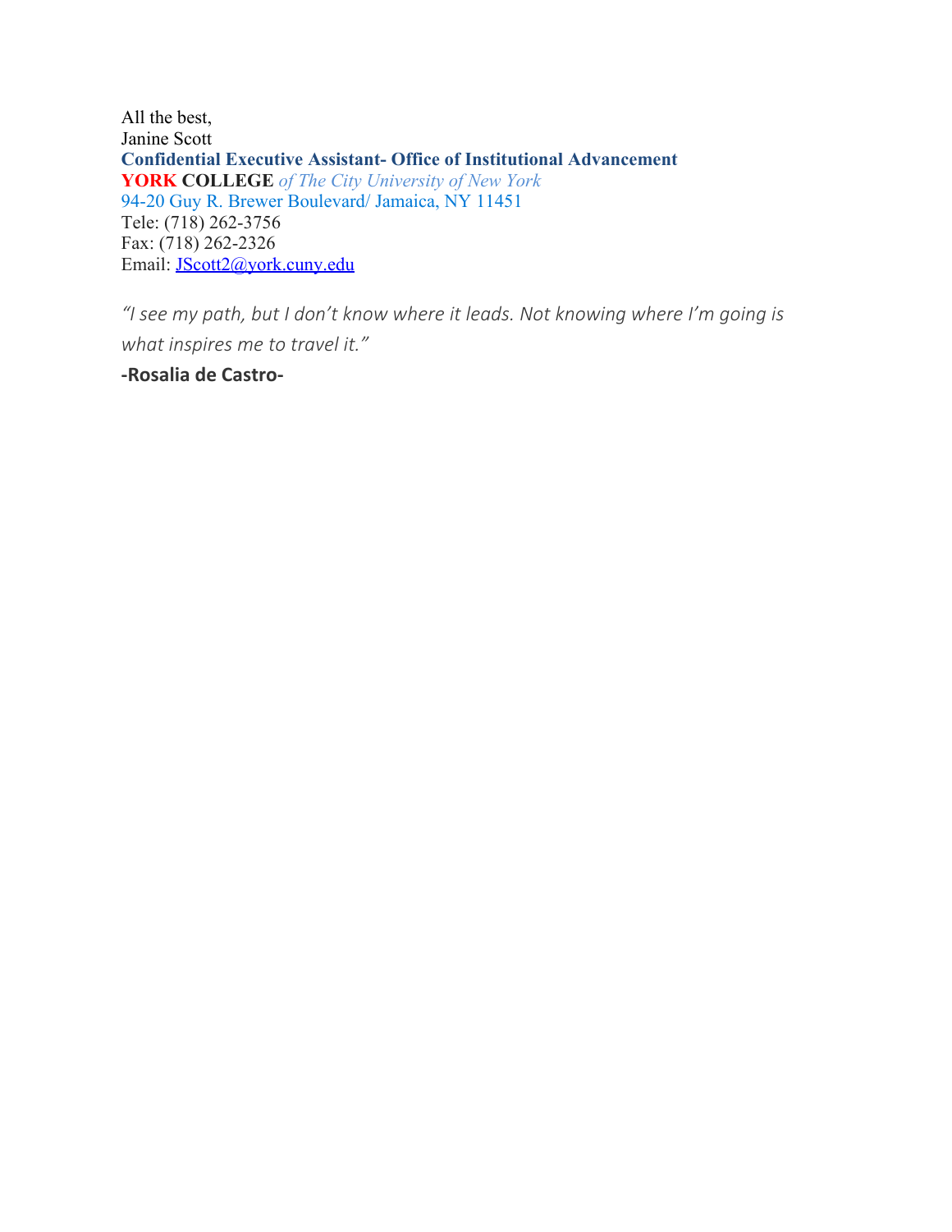All the best,
Janine Scott
**Confidential Executive Assistant- Office of Institutional Advancement**
**YORK COLLEGE** *of The City University of New York*
94-20 Guy R. Brewer Boulevard/ Jamaica, NY 11451
Tele: (718) 262-3756
Fax: (718) 262-2326
Email: JScott2@york.cuny.edu

*"I see my path, but I don't know where it leads. Not knowing where I'm going is what inspires me to travel it."*

**-Rosalia de Castro-**